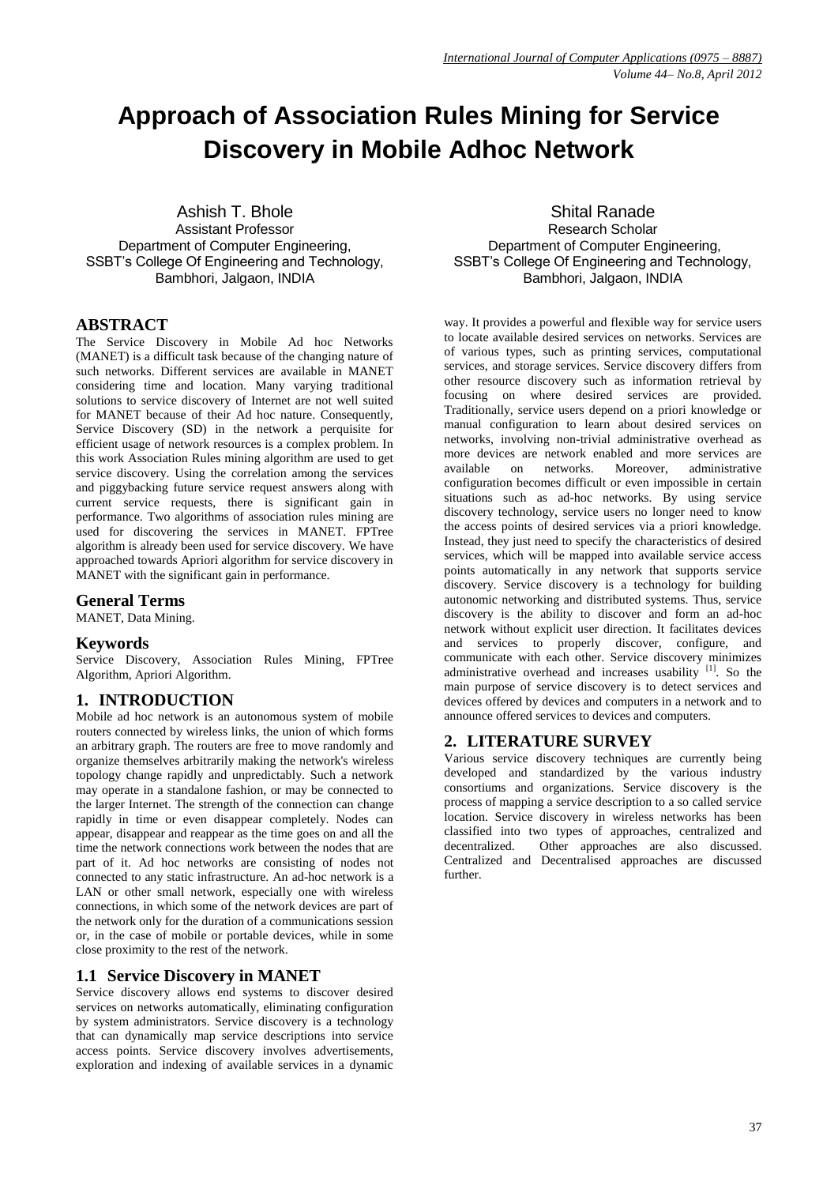# Approach of Association Rules Mining for Service Discovery in Mobile Adhoc Network

Ashish T. Bhole
Assistant Professor
Department of Computer Engineering,
SSBT's College Of Engineering and Technology,
Bambhori, Jalgaon, INDIA

Shital Ranade
Research Scholar
Department of Computer Engineering,
SSBT's College Of Engineering and Technology,
Bambhori, Jalgaon, INDIA

## ABSTRACT

The Service Discovery in Mobile Ad hoc Networks (MANET) is a difficult task because of the changing nature of such networks. Different services are available in MANET considering time and location. Many varying traditional solutions to service discovery of Internet are not well suited for MANET because of their Ad hoc nature. Consequently, Service Discovery (SD) in the network a perquisite for efficient usage of network resources is a complex problem. In this work Association Rules mining algorithm are used to get service discovery. Using the correlation among the services and piggybacking future service request answers along with current service requests, there is significant gain in performance. Two algorithms of association rules mining are used for discovering the services in MANET. FPTree algorithm is already been used for service discovery. We have approached towards Apriori algorithm for service discovery in MANET with the significant gain in performance.

## General Terms

MANET, Data Mining.

## Keywords

Service Discovery, Association Rules Mining, FPTree Algorithm, Apriori Algorithm.

## 1. INTRODUCTION

Mobile ad hoc network is an autonomous system of mobile routers connected by wireless links, the union of which forms an arbitrary graph. The routers are free to move randomly and organize themselves arbitrarily making the network's wireless topology change rapidly and unpredictably. Such a network may operate in a standalone fashion, or may be connected to the larger Internet. The strength of the connection can change rapidly in time or even disappear completely. Nodes can appear, disappear and reappear as the time goes on and all the time the network connections work between the nodes that are part of it. Ad hoc networks are consisting of nodes not connected to any static infrastructure. An ad-hoc network is a LAN or other small network, especially one with wireless connections, in which some of the network devices are part of the network only for the duration of a communications session or, in the case of mobile or portable devices, while in some close proximity to the rest of the network.

### 1.1 Service Discovery in MANET

Service discovery allows end systems to discover desired services on networks automatically, eliminating configuration by system administrators. Service discovery is a technology that can dynamically map service descriptions into service access points. Service discovery involves advertisements, exploration and indexing of available services in a dynamic way. It provides a powerful and flexible way for service users to locate available desired services on networks. Services are of various types, such as printing services, computational services, and storage services. Service discovery differs from other resource discovery such as information retrieval by focusing on where desired services are provided. Traditionally, service users depend on a priori knowledge or manual configuration to learn about desired services on networks, involving non-trivial administrative overhead as more devices are network enabled and more services are available on networks. Moreover, administrative configuration becomes difficult or even impossible in certain situations such as ad-hoc networks. By using service discovery technology, service users no longer need to know the access points of desired services via a priori knowledge. Instead, they just need to specify the characteristics of desired services, which will be mapped into available service access points automatically in any network that supports service discovery. Service discovery is a technology for building autonomic networking and distributed systems. Thus, service discovery is the ability to discover and form an ad-hoc network without explicit user direction. It facilitates devices and services to properly discover, configure, and communicate with each other. Service discovery minimizes administrative overhead and increases usability [1]. So the main purpose of service discovery is to detect services and devices offered by devices and computers in a network and to announce offered services to devices and computers.

## 2. LITERATURE SURVEY

Various service discovery techniques are currently being developed and standardized by the various industry consortiums and organizations. Service discovery is the process of mapping a service description to a so called service location. Service discovery in wireless networks has been classified into two types of approaches, centralized and decentralized. Other approaches are also discussed. Centralized and Decentralised approaches are discussed further.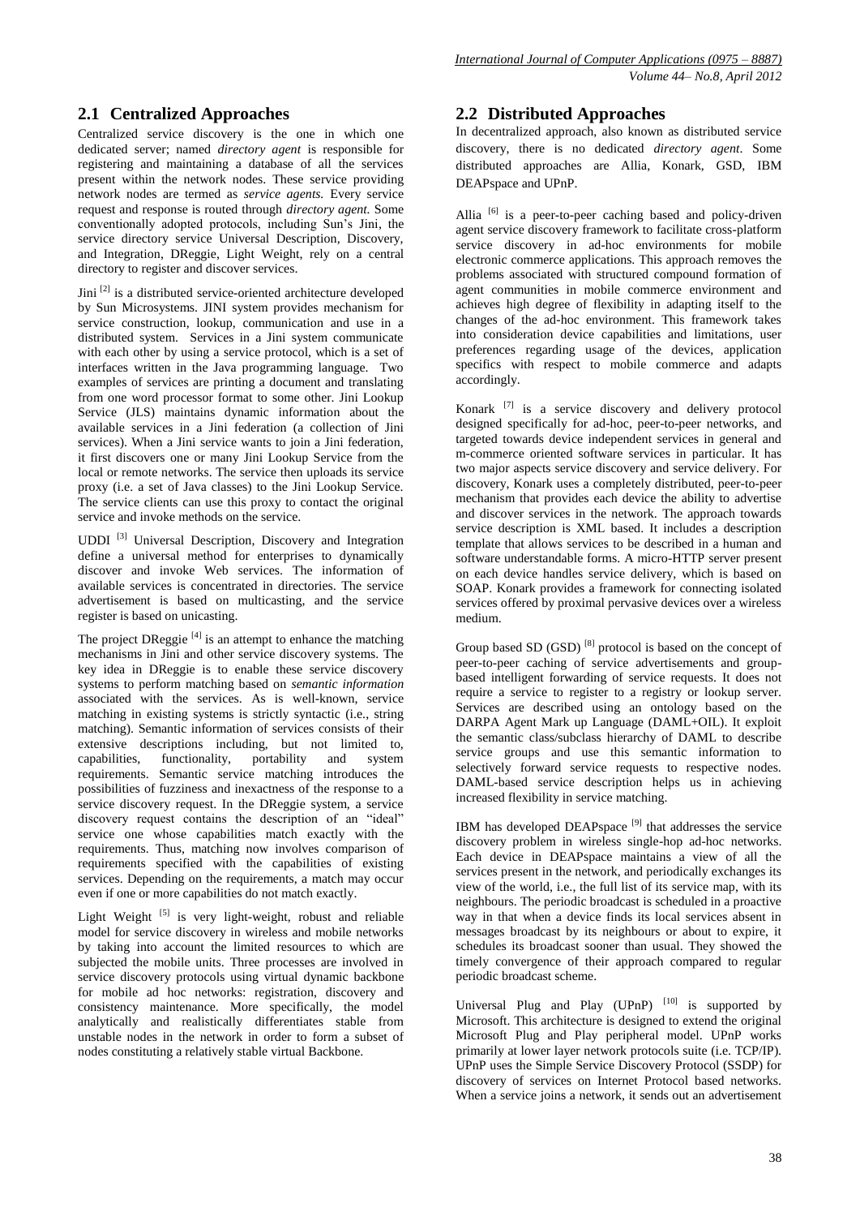## 2.1 Centralized Approaches

Centralized service discovery is the one in which one dedicated server; named *directory agent* is responsible for registering and maintaining a database of all the services present within the network nodes. These service providing network nodes are termed as *service agents.* Every service request and response is routed through *directory agent.* Some conventionally adopted protocols, including Sun's Jini, the service directory service Universal Description, Discovery, and Integration, DReggie, Light Weight, rely on a central directory to register and discover services.

Jini [2] is a distributed service-oriented architecture developed by Sun Microsystems. JINI system provides mechanism for service construction, lookup, communication and use in a distributed system. Services in a Jini system communicate with each other by using a service protocol, which is a set of interfaces written in the Java programming language. Two examples of services are printing a document and translating from one word processor format to some other. Jini Lookup Service (JLS) maintains dynamic information about the available services in a Jini federation (a collection of Jini services). When a Jini service wants to join a Jini federation, it first discovers one or many Jini Lookup Service from the local or remote networks. The service then uploads its service proxy (i.e. a set of Java classes) to the Jini Lookup Service. The service clients can use this proxy to contact the original service and invoke methods on the service.

UDDI [3] Universal Description, Discovery and Integration define a universal method for enterprises to dynamically discover and invoke Web services. The information of available services is concentrated in directories. The service advertisement is based on multicasting, and the service register is based on unicasting.

The project DReggie [4] is an attempt to enhance the matching mechanisms in Jini and other service discovery systems. The key idea in DReggie is to enable these service discovery systems to perform matching based on *semantic information* associated with the services. As is well-known, service matching in existing systems is strictly syntactic (i.e., string matching). Semantic information of services consists of their extensive descriptions including, but not limited to, capabilities, functionality, portability and system requirements. Semantic service matching introduces the possibilities of fuzziness and inexactness of the response to a service discovery request. In the DReggie system, a service discovery request contains the description of an "ideal" service one whose capabilities match exactly with the requirements. Thus, matching now involves comparison of requirements specified with the capabilities of existing services. Depending on the requirements, a match may occur even if one or more capabilities do not match exactly.

Light Weight [5] is very light-weight, robust and reliable model for service discovery in wireless and mobile networks by taking into account the limited resources to which are subjected the mobile units. Three processes are involved in service discovery protocols using virtual dynamic backbone for mobile ad hoc networks: registration, discovery and consistency maintenance. More specifically, the model analytically and realistically differentiates stable from unstable nodes in the network in order to form a subset of nodes constituting a relatively stable virtual Backbone.

## 2.2 Distributed Approaches

In decentralized approach, also known as distributed service discovery, there is no dedicated *directory agent.* Some distributed approaches are Allia, Konark, GSD, IBM DEAPspace and UPnP.

Allia [6] is a peer-to-peer caching based and policy-driven agent service discovery framework to facilitate cross-platform service discovery in ad-hoc environments for mobile electronic commerce applications. This approach removes the problems associated with structured compound formation of agent communities in mobile commerce environment and achieves high degree of flexibility in adapting itself to the changes of the ad-hoc environment. This framework takes into consideration device capabilities and limitations, user preferences regarding usage of the devices, application specifics with respect to mobile commerce and adapts accordingly.

Konark [7] is a service discovery and delivery protocol designed specifically for ad-hoc, peer-to-peer networks, and targeted towards device independent services in general and m-commerce oriented software services in particular. It has two major aspects service discovery and service delivery. For discovery, Konark uses a completely distributed, peer-to-peer mechanism that provides each device the ability to advertise and discover services in the network. The approach towards service description is XML based. It includes a description template that allows services to be described in a human and software understandable forms. A micro-HTTP server present on each device handles service delivery, which is based on SOAP. Konark provides a framework for connecting isolated services offered by proximal pervasive devices over a wireless medium.

Group based SD (GSD) [8] protocol is based on the concept of peer-to-peer caching of service advertisements and group-based intelligent forwarding of service requests. It does not require a service to register to a registry or lookup server. Services are described using an ontology based on the DARPA Agent Mark up Language (DAML+OIL). It exploit the semantic class/subclass hierarchy of DAML to describe service groups and use this semantic information to selectively forward service requests to respective nodes. DAML-based service description helps us in achieving increased flexibility in service matching.

IBM has developed DEAPspace [9] that addresses the service discovery problem in wireless single-hop ad-hoc networks. Each device in DEAPspace maintains a view of all the services present in the network, and periodically exchanges its view of the world, i.e., the full list of its service map, with its neighbours. The periodic broadcast is scheduled in a proactive way in that when a device finds its local services absent in messages broadcast by its neighbours or about to expire, it schedules its broadcast sooner than usual. They showed the timely convergence of their approach compared to regular periodic broadcast scheme.

Universal Plug and Play (UPnP) [10] is supported by Microsoft. This architecture is designed to extend the original Microsoft Plug and Play peripheral model. UPnP works primarily at lower layer network protocols suite (i.e. TCP/IP). UPnP uses the Simple Service Discovery Protocol (SSDP) for discovery of services on Internet Protocol based networks. When a service joins a network, it sends out an advertisement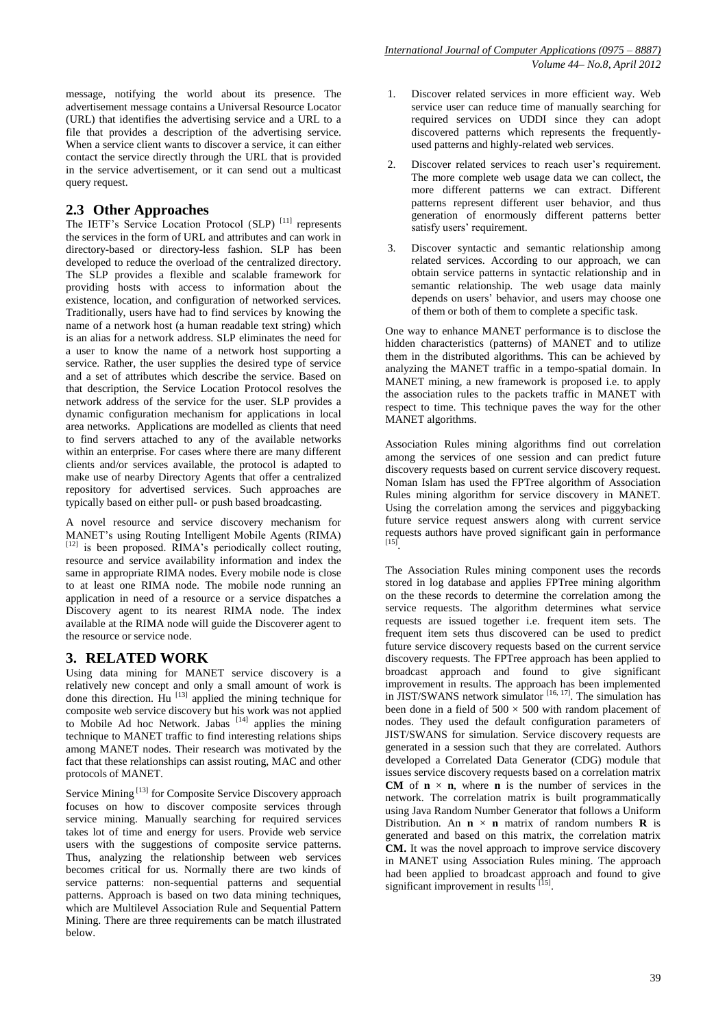message, notifying the world about its presence. The advertisement message contains a Universal Resource Locator (URL) that identifies the advertising service and a URL to a file that provides a description of the advertising service. When a service client wants to discover a service, it can either contact the service directly through the URL that is provided in the service advertisement, or it can send out a multicast query request.

## 2.3 Other Approaches

The IETF's Service Location Protocol (SLP) [11] represents the services in the form of URL and attributes and can work in directory-based or directory-less fashion. SLP has been developed to reduce the overload of the centralized directory. The SLP provides a flexible and scalable framework for providing hosts with access to information about the existence, location, and configuration of networked services. Traditionally, users have had to find services by knowing the name of a network host (a human readable text string) which is an alias for a network address. SLP eliminates the need for a user to know the name of a network host supporting a service. Rather, the user supplies the desired type of service and a set of attributes which describe the service. Based on that description, the Service Location Protocol resolves the network address of the service for the user. SLP provides a dynamic configuration mechanism for applications in local area networks. Applications are modelled as clients that need to find servers attached to any of the available networks within an enterprise. For cases where there are many different clients and/or services available, the protocol is adapted to make use of nearby Directory Agents that offer a centralized repository for advertised services. Such approaches are typically based on either pull- or push based broadcasting.

A novel resource and service discovery mechanism for MANET's using Routing Intelligent Mobile Agents (RIMA) [12] is been proposed. RIMA's periodically collect routing, resource and service availability information and index the same in appropriate RIMA nodes. Every mobile node is close to at least one RIMA node. The mobile node running an application in need of a resource or a service dispatches a Discovery agent to its nearest RIMA node. The index available at the RIMA node will guide the Discoverer agent to the resource or service node.

# 3. RELATED WORK

Using data mining for MANET service discovery is a relatively new concept and only a small amount of work is done this direction. Hu [13] applied the mining technique for composite web service discovery but his work was not applied to Mobile Ad hoc Network. Jabas [14] applies the mining technique to MANET traffic to find interesting relations ships among MANET nodes. Their research was motivated by the fact that these relationships can assist routing, MAC and other protocols of MANET.

Service Mining [13] for Composite Service Discovery approach focuses on how to discover composite services through service mining. Manually searching for required services takes lot of time and energy for users. Provide web service users with the suggestions of composite service patterns. Thus, analyzing the relationship between web services becomes critical for us. Normally there are two kinds of service patterns: non-sequential patterns and sequential patterns. Approach is based on two data mining techniques, which are Multilevel Association Rule and Sequential Pattern Mining. There are three requirements can be match illustrated below.

1. Discover related services in more efficient way. Web service user can reduce time of manually searching for required services on UDDI since they can adopt discovered patterns which represents the frequently-used patterns and highly-related web services.
2. Discover related services to reach user's requirement. The more complete web usage data we can collect, the more different patterns we can extract. Different patterns represent different user behavior, and thus generation of enormously different patterns better satisfy users' requirement.
3. Discover syntactic and semantic relationship among related services. According to our approach, we can obtain service patterns in syntactic relationship and in semantic relationship. The web usage data mainly depends on users' behavior, and users may choose one of them or both of them to complete a specific task.

One way to enhance MANET performance is to disclose the hidden characteristics (patterns) of MANET and to utilize them in the distributed algorithms. This can be achieved by analyzing the MANET traffic in a tempo-spatial domain. In MANET mining, a new framework is proposed i.e. to apply the association rules to the packets traffic in MANET with respect to time. This technique paves the way for the other MANET algorithms.

Association Rules mining algorithms find out correlation among the services of one session and can predict future discovery requests based on current service discovery request. Noman Islam has used the FPTree algorithm of Association Rules mining algorithm for service discovery in MANET. Using the correlation among the services and piggybacking future service request answers along with current service requests authors have proved significant gain in performance [15].

The Association Rules mining component uses the records stored in log database and applies FPTree mining algorithm on the these records to determine the correlation among the service requests. The algorithm determines what service requests are issued together i.e. frequent item sets. The frequent item sets thus discovered can be used to predict future service discovery requests based on the current service discovery requests. The FPTree approach has been applied to broadcast approach and found to give significant improvement in results. The approach has been implemented in JIST/SWANS network simulator [16, 17]. The simulation has been done in a field of $500 \times 500$ with random placement of nodes. They used the default configuration parameters of JIST/SWANS for simulation. Service discovery requests are generated in a session such that they are correlated. Authors developed a Correlated Data Generator (CDG) module that issues service discovery requests based on a correlation matrix **CM** of $\mathbf{n} \times \mathbf{n}$, where **n** is the number of services in the network. The correlation matrix is built programmatically using Java Random Number Generator that follows a Uniform Distribution. An $\mathbf{n} \times \mathbf{n}$ matrix of random numbers **R** is generated and based on this matrix, the correlation matrix **CM.** It was the novel approach to improve service discovery in MANET using Association Rules mining. The approach had been applied to broadcast approach and found to give significant improvement in results [15].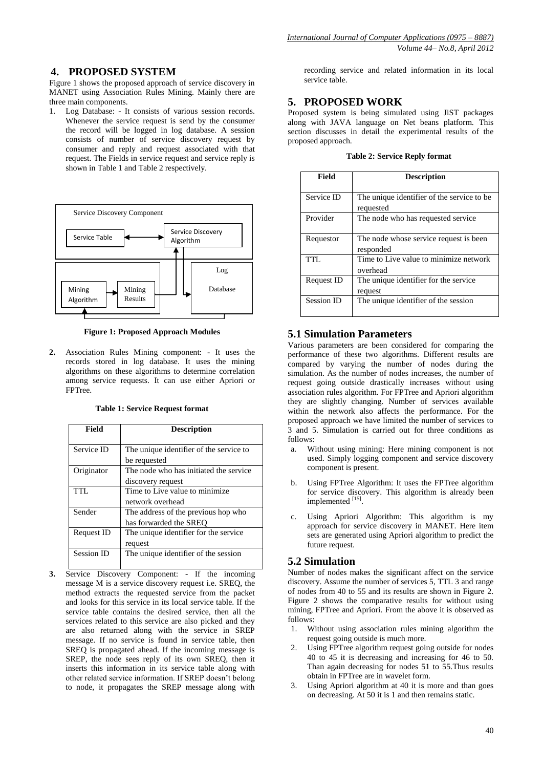## 4. PROPOSED SYSTEM

Figure 1 shows the proposed approach of service discovery in MANET using Association Rules Mining. Mainly there are three main components.

1. Log Database: - It consists of various session records. Whenever the service request is send by the consumer the record will be logged in log database. A session consists of number of service discovery request by consumer and reply and request associated with that request. The Fields in service request and service reply is shown in Table 1 and Table 2 respectively.

Service Discovery Component

Service Table ↔ Service Discovery Algorithm

Mining Algorithm → Mining Results

Log Database

**Figure 1: Proposed Approach Modules**

2. Association Rules Mining component: - It uses the records stored in log database. It uses the mining algorithms on these algorithms to determine correlation among service requests. It can use either Apriori or FPTree.

**Table 1: Service Request format**

| Field | Description |
|---|---|
| Service ID | The unique identifier of the service to be requested |
| Originator | The node who has initiated the service discovery request |
| TTL | Time to Live value to minimize network overhead |
| Sender | The address of the previous hop who has forwarded the SREQ |
| Request ID | The unique identifier for the service request |
| Session ID | The unique identifier of the session |

3. Service Discovery Component: - If the incoming message M is a service discovery request i.e. SREQ, the method extracts the requested service from the packet and looks for this service in its local service table. If the service table contains the desired service, then all the services related to this service are also picked and they are also returned along with the service in SREP message. If no service is found in service table, then SREQ is propagated ahead. If the incoming message is SREP, the node sees reply of its own SREQ, then it inserts this information in its service table along with other related service information. If SREP doesn't belong to node, it propagates the SREP message along with recording service and related information in its local service table.

## 5. PROPOSED WORK

Proposed system is being simulated using JiST packages along with JAVA language on Net beans platform. This section discusses in detail the experimental results of the proposed approach.

**Table 2: Service Reply format**

| Field | Description |
|---|---|
| Service ID | The unique identifier of the service to be requested |
| Provider | The node who has requested service |
| Requestor | The node whose service request is been responded |
| TTL | Time to Live value to minimize network overhead |
| Request ID | The unique identifier for the service request |
| Session ID | The unique identifier of the session |

## 5.1 Simulation Parameters

Various parameters are been considered for comparing the performance of these two algorithms. Different results are compared by varying the number of nodes during the simulation. As the number of nodes increases, the number of request going outside drastically increases without using association rules algorithm. For FPTree and Apriori algorithm they are slightly changing. Number of services available within the network also affects the performance. For the proposed approach we have limited the number of services to 3 and 5. Simulation is carried out for three conditions as follows:

a. Without using mining: Here mining component is not used. Simply logging component and service discovery component is present.

b. Using FPTree Algorithm: It uses the FPTree algorithm for service discovery. This algorithm is already been implemented [15].

c. Using Apriori Algorithm: This algorithm is my approach for service discovery in MANET. Here item sets are generated using Apriori algorithm to predict the future request.

## 5.2 Simulation

Number of nodes makes the significant affect on the service discovery. Assume the number of services 5, TTL 3 and range of nodes from 40 to 55 and its results are shown in Figure 2. Figure 2 shows the comparative results for without using mining, FPTree and Apriori. From the above it is observed as follows:

1. Without using association rules mining algorithm the request going outside is much more.
2. Using FPTree algorithm request going outside for nodes 40 to 45 it is decreasing and increasing for 46 to 50. Than again decreasing for nodes 51 to 55.Thus results obtain in FPTree are in wavelet form.
3. Using Apriori algorithm at 40 it is more and than goes on decreasing. At 50 it is 1 and then remains static.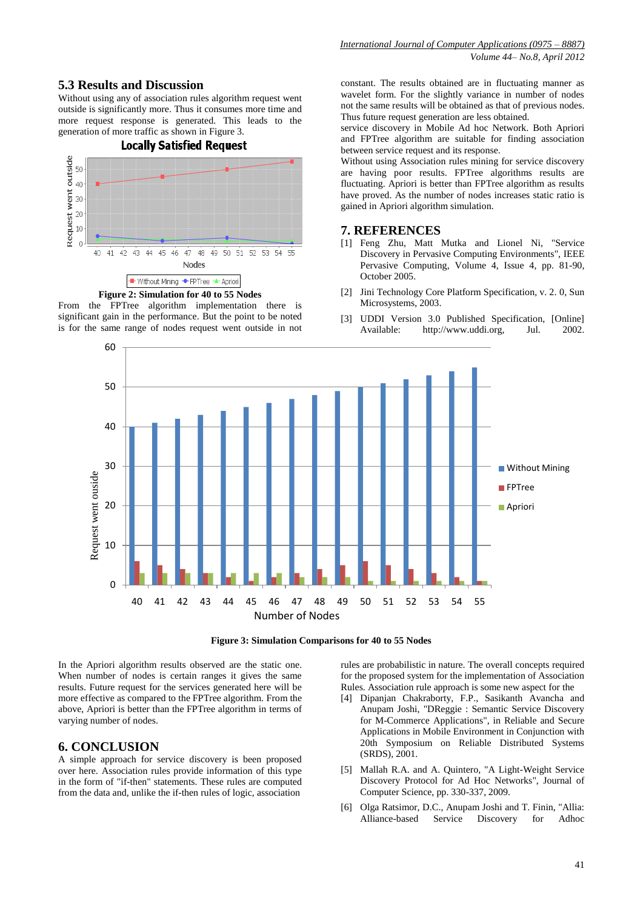## 5.3 Results and Discussion

Without using any of association rules algorithm request went outside is significantly more. Thus it consumes more time and more request response is generated. This leads to the generation of more traffic as shown in Figure 3.

**Figure 2: Simulation for 40 to 55 Nodes**

From the FPTree algorithm implementation there is significant gain in the performance. But the point to be noted is for the same range of nodes request went outside in not constant. The results obtained are in fluctuating manner as wavelet form. For the slightly variance in number of nodes not the same results will be obtained as that of previous nodes. Thus future request generation are less obtained.

**Figure 3: Simulation Comparisons for 40 to 55 Nodes**

In the Apriori algorithm results observed are the static one. When number of nodes is certain ranges it gives the same results. Future request for the services generated here will be more effective as compared to the FPTree algorithm. From the above, Apriori is better than the FPTree algorithm in terms of varying number of nodes.

## 6. CONCLUSION

A simple approach for service discovery is been proposed over here. Association rules provide information of this type in the form of "if-then" statements. These rules are computed from the data and, unlike the if-then rules of logic, association rules are probabilistic in nature. The overall concepts required for the proposed system for the implementation of Association Rules. Association rule approach is some new aspect for the service discovery in Mobile Ad hoc Network. Both Apriori and FPTree algorithm are suitable for finding association between service request and its response.

Without using Association rules mining for service discovery are having poor results. FPTree algorithms results are fluctuating. Apriori is better than FPTree algorithm as results have proved. As the number of nodes increases static ratio is gained in Apriori algorithm simulation.

## 7. REFERENCES

[1] Feng Zhu, Matt Mutka and Lionel Ni, "Service Discovery in Pervasive Computing Environments", IEEE Pervasive Computing, Volume 4, Issue 4, pp. 81-90, October 2005.

[2] Jini Technology Core Platform Specification, v. 2. 0, Sun Microsystems, 2003.

[3] UDDI Version 3.0 Published Specification, [Online] Available: http://www.uddi.org, Jul. 2002.

[4] Dipanjan Chakraborty, F.P., Sasikanth Avancha and Anupam Joshi, "DReggie : Semantic Service Discovery for M-Commerce Applications", in Reliable and Secure Applications in Mobile Environment in Conjunction with 20th Symposium on Reliable Distributed Systems (SRDS), 2001.

[5] Mallah R.A. and A. Quintero, "A Light-Weight Service Discovery Protocol for Ad Hoc Networks", Journal of Computer Science, pp. 330-337, 2009.

[6] Olga Ratsimor, D.C., Anupam Joshi and T. Finin, "Allia: Alliance-based Service Discovery for Adhoc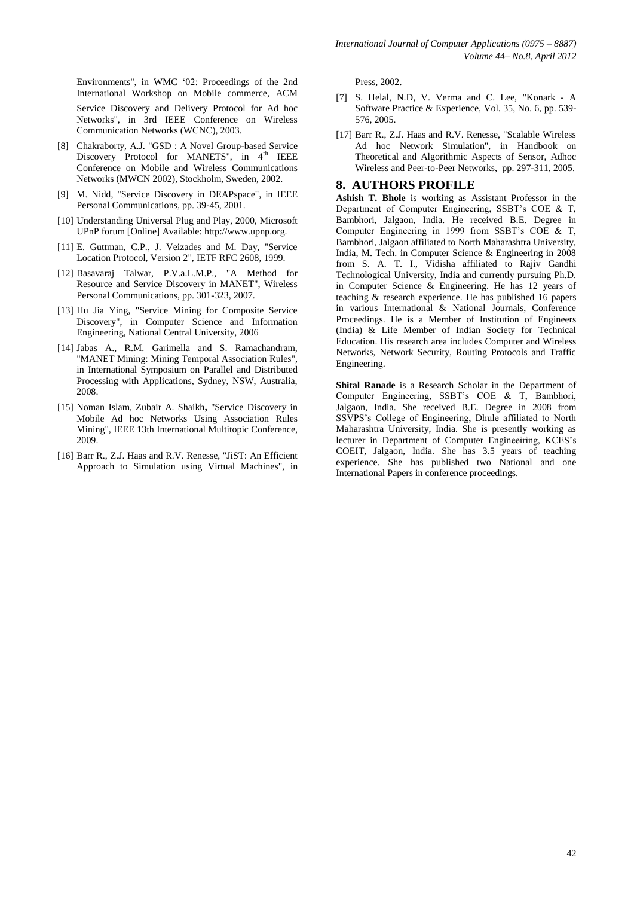Environments", in WMC '02: Proceedings of the 2nd International Workshop on Mobile commerce, ACM Service Discovery and Delivery Protocol for Ad hoc Networks", in 3rd IEEE Conference on Wireless Communication Networks (WCNC), 2003.

[8] Chakraborty, A.J. "GSD : A Novel Group-based Service Discovery Protocol for MANETS", in 4th IEEE Conference on Mobile and Wireless Communications Networks (MWCN 2002), Stockholm, Sweden, 2002.

[9] M. Nidd, "Service Discovery in DEAPspace", in IEEE Personal Communications, pp. 39-45, 2001.

[10] Understanding Universal Plug and Play, 2000, Microsoft UPnP forum [Online] Available: http://www.upnp.org.

[11] E. Guttman, C.P., J. Veizades and M. Day, "Service Location Protocol, Version 2", IETF RFC 2608, 1999.

[12] Basavaraj Talwar, P.V.a.L.M.P., "A Method for Resource and Service Discovery in MANET", Wireless Personal Communications, pp. 301-323, 2007.

[13] Hu Jia Ying, "Service Mining for Composite Service Discovery", in Computer Science and Information Engineering, National Central University, 2006

[14] Jabas A., R.M. Garimella and S. Ramachandram, "MANET Mining: Mining Temporal Association Rules", in International Symposium on Parallel and Distributed Processing with Applications, Sydney, NSW, Australia, 2008.

[15] Noman Islam, Zubair A. Shaikh, "Service Discovery in Mobile Ad hoc Networks Using Association Rules Mining", IEEE 13th International Multitopic Conference, 2009.

[16] Barr R., Z.J. Haas and R.V. Renesse, "JiST: An Efficient Approach to Simulation using Virtual Machines", in Press, 2002.

[7] S. Helal, N.D, V. Verma and C. Lee, "Konark - A Software Practice & Experience, Vol. 35, No. 6, pp. 539-576, 2005.

[17] Barr R., Z.J. Haas and R.V. Renesse, "Scalable Wireless Ad hoc Network Simulation", in Handbook on Theoretical and Algorithmic Aspects of Sensor, Adhoc Wireless and Peer-to-Peer Networks, pp. 297-311, 2005.

## 8. AUTHORS PROFILE

**Ashish T. Bhole** is working as Assistant Professor in the Department of Computer Engineering, SSBT's COE & T, Bambhori, Jalgaon, India. He received B.E. Degree in Computer Engineering in 1999 from SSBT's COE & T, Bambhori, Jalgaon affiliated to North Maharashtra University, India, M. Tech. in Computer Science & Engineering in 2008 from S. A. T. I., Vidisha affiliated to Rajiv Gandhi Technological University, India and currently pursuing Ph.D. in Computer Science & Engineering. He has 12 years of teaching & research experience. He has published 16 papers in various International & National Journals, Conference Proceedings. He is a Member of Institution of Engineers (India) & Life Member of Indian Society for Technical Education. His research area includes Computer and Wireless Networks, Network Security, Routing Protocols and Traffic Engineering.

**Shital Ranade** is a Research Scholar in the Department of Computer Engineering, SSBT's COE & T, Bambhori, Jalgaon, India. She received B.E. Degree in 2008 from SSVPS's College of Engineering, Dhule affiliated to North Maharashtra University, India. She is presently working as lecturer in Department of Computer Engineeiring, KCES's COEIT, Jalgaon, India. She has 3.5 years of teaching experience. She has published two National and one International Papers in conference proceedings.